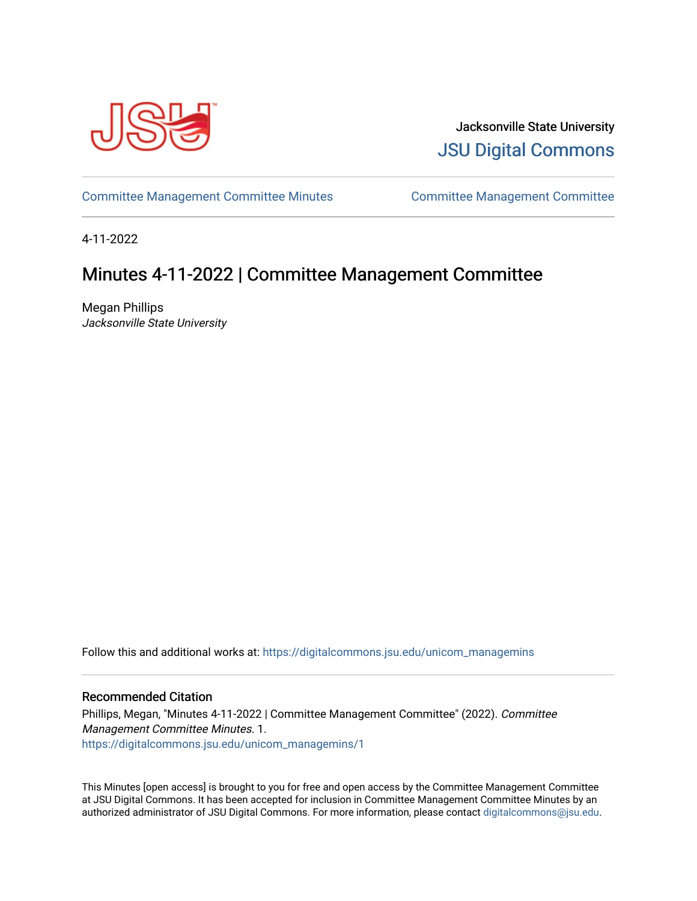Jacksonville State University

JSU Digital Commons

Committee Management Committee Minutes

Committee Management Committee

4-11-2022

# Minutes 4-11-2022 | Committee Management Committee

Megan Phillips
*Jacksonville State University*

Follow this and additional works at: https://digitalcommons.jsu.edu/unicom_managemins

## Recommended Citation

Phillips, Megan, "Minutes 4-11-2022 | Committee Management Committee" (2022). *Committee Management Committee Minutes*. 1.
https://digitalcommons.jsu.edu/unicom_managemins/1

This Minutes [open access] is brought to you for free and open access by the Committee Management Committee at JSU Digital Commons. It has been accepted for inclusion in Committee Management Committee Minutes by an authorized administrator of JSU Digital Commons. For more information, please contact digitalcommons@jsu.edu.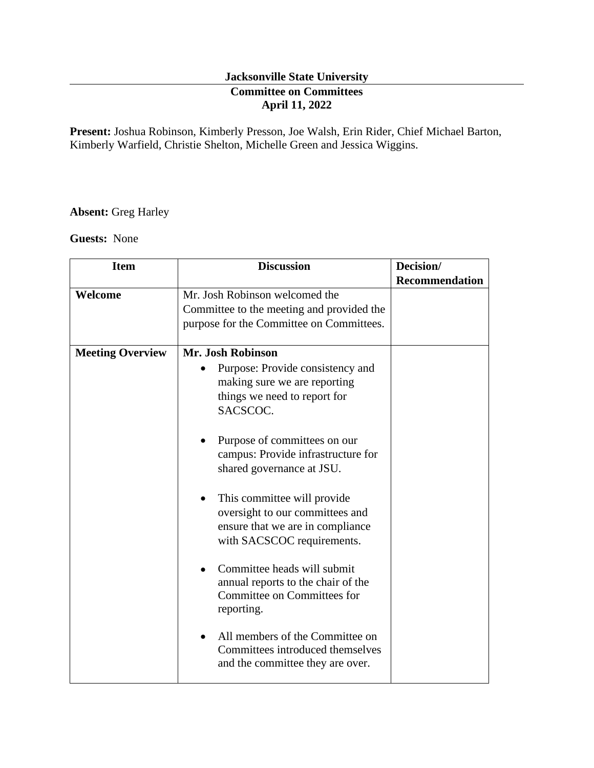**Jacksonville State University**

**Committee on Committees**

**April 11, 2022**

**Present:** Joshua Robinson, Kimberly Presson, Joe Walsh, Erin Rider, Chief Michael Barton, Kimberly Warfield, Christie Shelton, Michelle Green and Jessica Wiggins.

**Absent:** Greg Harley

**Guests:** None

| Item | Discussion | Decision/ Recommendation |
|---|---|---|
| **Welcome** | Mr. Josh Robinson welcomed the Committee to the meeting and provided the purpose for the Committee on Committees. | |
| **Meeting Overview** | **Mr. Josh Robinson**<br>• Purpose: Provide consistency and making sure we are reporting things we need to report for SACSCOC.<br>• Purpose of committees on our campus: Provide infrastructure for shared governance at JSU.<br>• This committee will provide oversight to our committees and ensure that we are in compliance with SACSCOC requirements.<br>• Committee heads will submit annual reports to the chair of the Committee on Committees for reporting.<br>• All members of the Committee on Committees introduced themselves and the committee they are over. | |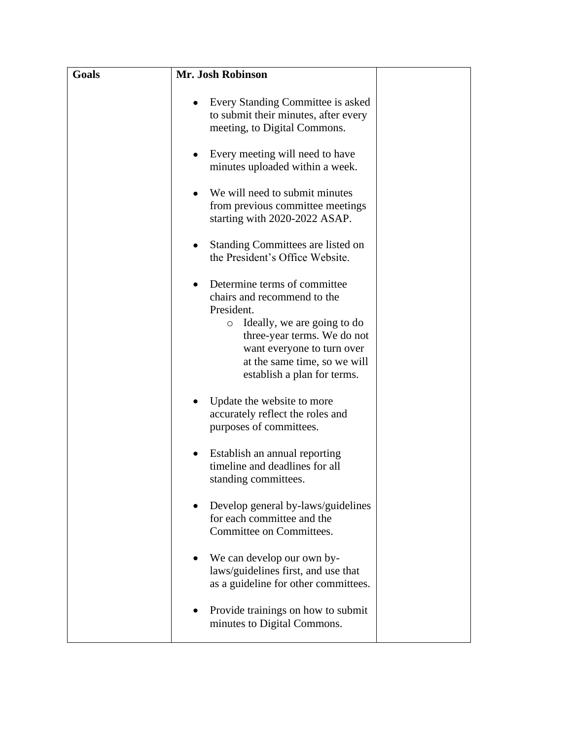| Goals | **Mr. Josh Robinson**<br><br>• Every Standing Committee is asked to submit their minutes, after every meeting, to Digital Commons.<br><br>• Every meeting will need to have minutes uploaded within a week.<br><br>• We will need to submit minutes from previous committee meetings starting with 2020-2022 ASAP.<br><br>• Standing Committees are listed on the President's Office Website.<br><br>• Determine terms of committee chairs and recommend to the President.<br>&nbsp;&nbsp;&nbsp;&nbsp;○ Ideally, we are going to do three-year terms. We do not want everyone to turn over at the same time, so we will establish a plan for terms.<br><br>• Update the website to more accurately reflect the roles and purposes of committees.<br><br>• Establish an annual reporting timeline and deadlines for all standing committees.<br><br>• Develop general by-laws/guidelines for each committee and the Committee on Committees.<br><br>• We can develop our own by-laws/guidelines first, and use that as a guideline for other committees.<br><br>• Provide trainings on how to submit minutes to Digital Commons. | |
|---|---|---|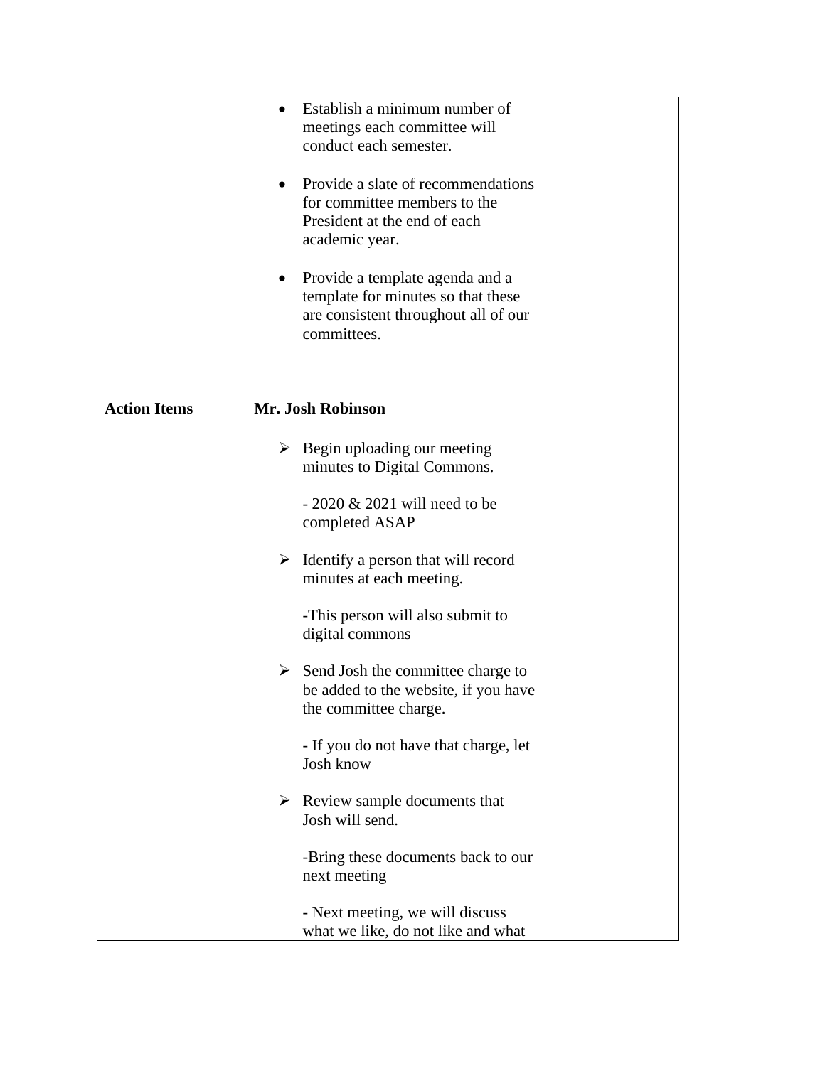| | | |
|---|---|---|
| | • Establish a minimum number of meetings each committee will conduct each semester.<br><br>• Provide a slate of recommendations for committee members to the President at the end of each academic year.<br><br>• Provide a template agenda and a template for minutes so that these are consistent throughout all of our committees. | |
| **Action Items** | **Mr. Josh Robinson**<br><br>➢ Begin uploading our meeting minutes to Digital Commons.<br><br>- 2020 & 2021 will need to be completed ASAP<br><br>➢ Identify a person that will record minutes at each meeting.<br><br>-This person will also submit to digital commons<br><br>➢ Send Josh the committee charge to be added to the website, if you have the committee charge.<br><br>- If you do not have that charge, let Josh know<br><br>➢ Review sample documents that Josh will send.<br><br>-Bring these documents back to our next meeting<br><br>- Next meeting, we will discuss what we like, do not like and what | |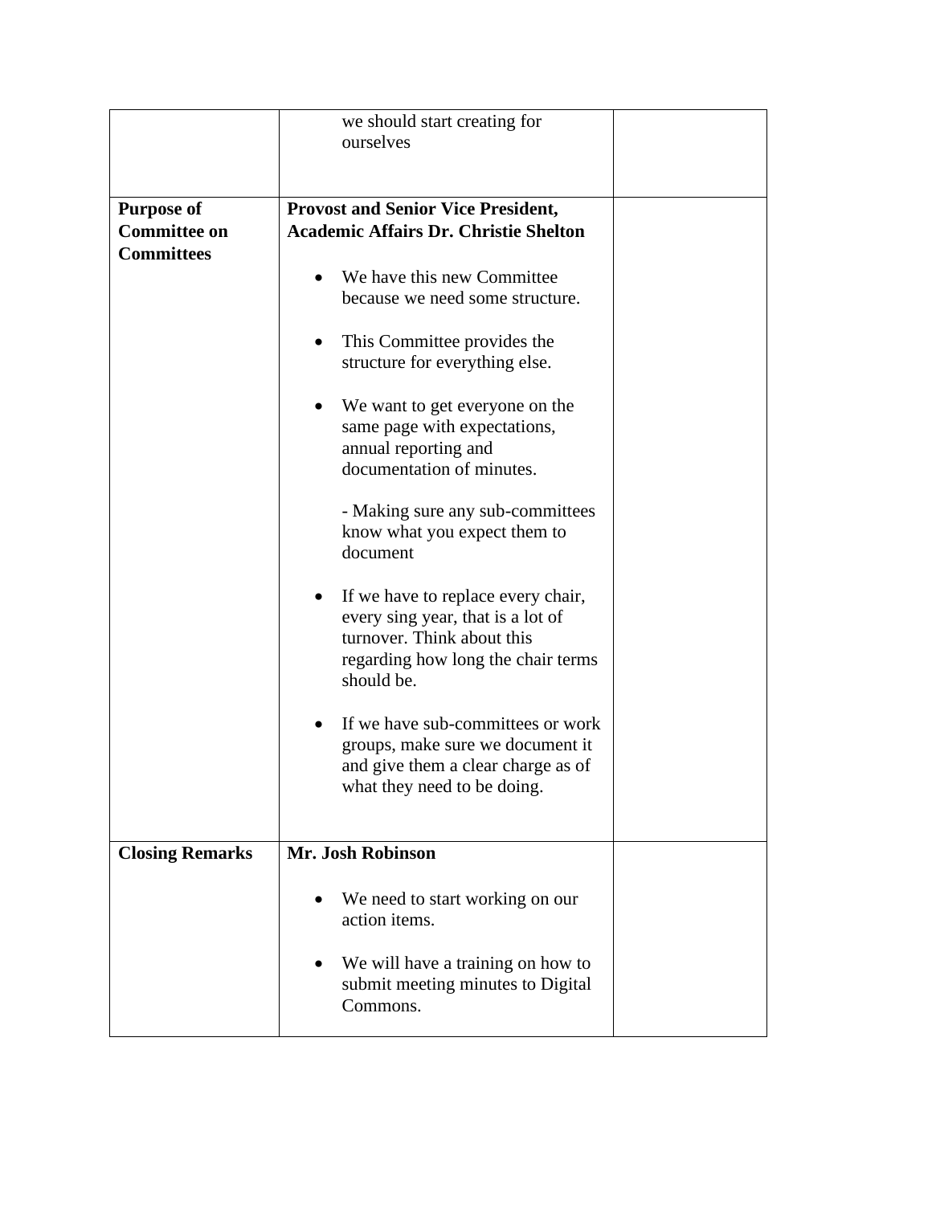| | | |
|---|---|---|
| | we should start creating for ourselves | |
| **Purpose of Committee on Committees** | **Provost and Senior Vice President, Academic Affairs Dr. Christie Shelton**<br><br>• We have this new Committee because we need some structure.<br><br>• This Committee provides the structure for everything else.<br><br>• We want to get everyone on the same page with expectations, annual reporting and documentation of minutes.<br><br>- Making sure any sub-committees know what you expect them to document<br><br>• If we have to replace every chair, every sing year, that is a lot of turnover. Think about this regarding how long the chair terms should be.<br><br>• If we have sub-committees or work groups, make sure we document it and give them a clear charge as of what they need to be doing. | |
| **Closing Remarks** | **Mr. Josh Robinson**<br><br>• We need to start working on our action items.<br><br>• We will have a training on how to submit meeting minutes to Digital Commons. | |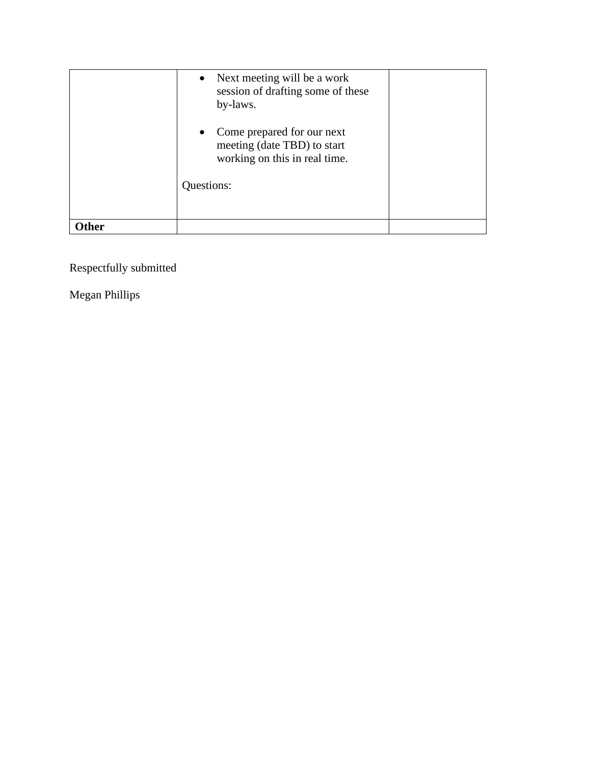| | | |
|---|---|---|
| | • Next meeting will be a work session of drafting some of these by-laws.<br><br>• Come prepared for our next meeting (date TBD) to start working on this in real time.<br><br>Questions: | |
| **Other** | | |

Respectfully submitted

Megan Phillips